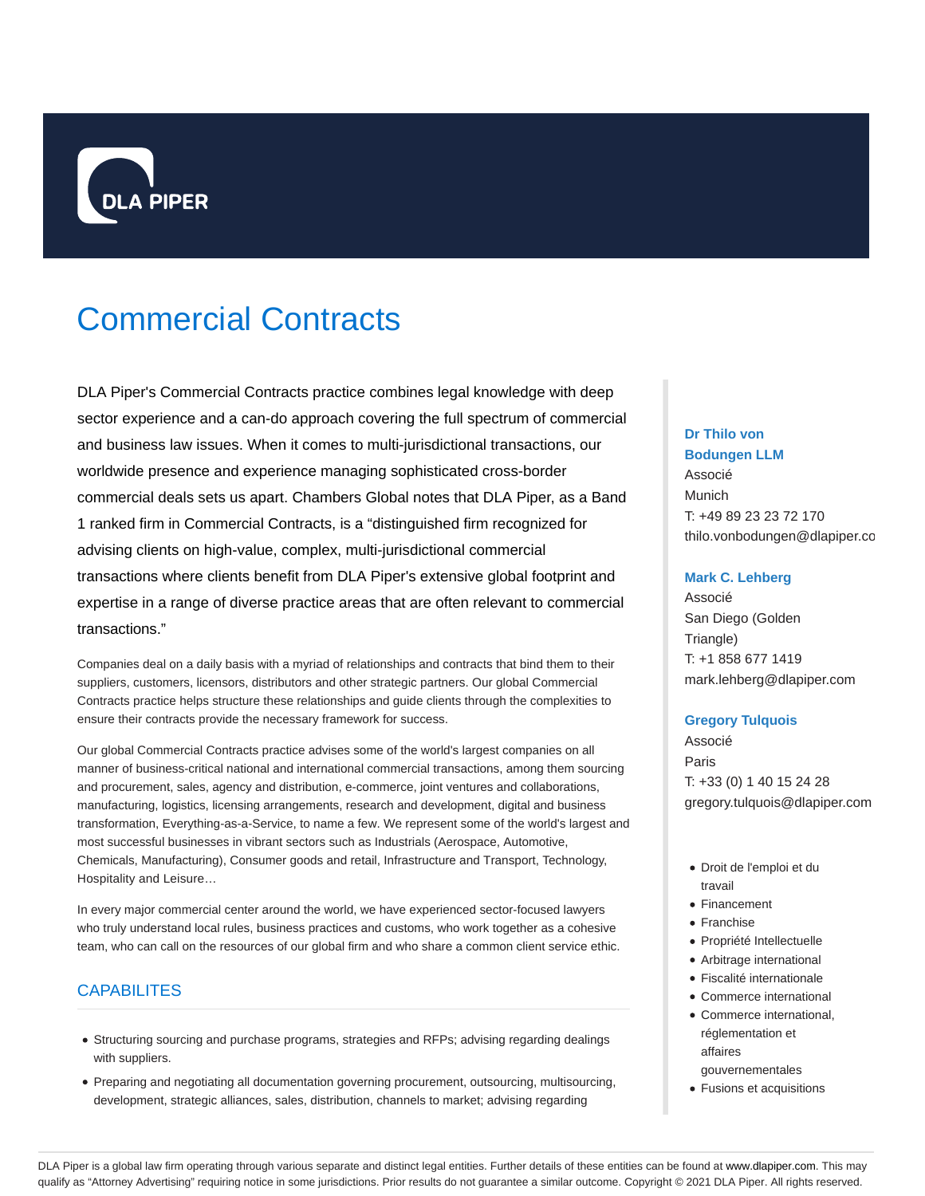# Commercial Contracts

DLA Piper's Commercial Contracts practice combines legal knowledge with deep sector experience and a can-do approach covering the full spectrum of commercial and business law issues. When it comes to multi-jurisdictional transactions, our worldwide presence and experience managing sophisticated cross-border commercial deals sets us apart. Chambers Global notes that DLA Piper, as a Band 1 ranked firm in Commercial Contracts, is a "distinguished firm recognized for advising clients on high-value, complex, multi-jurisdictional commercial transactions where clients benefit from DLA Piper's extensive global footprint and expertise in a range of diverse practice areas that are often relevant to commercial transactions."

Companies deal on a daily basis with a myriad of relationships and contracts that bind them to their suppliers, customers, licensors, distributors and other strategic partners. Our global Commercial Contracts practice helps structure these relationships and guide clients through the complexities to ensure their contracts provide the necessary framework for success.

Our global Commercial Contracts practice advises some of the world's largest companies on all manner of business-critical national and international commercial transactions, among them sourcing and procurement, sales, agency and distribution, e-commerce, joint ventures and collaborations, manufacturing, logistics, licensing arrangements, research and development, digital and business transformation, Everything-as-a-Service, to name a few. We represent some of the world's largest and most successful businesses in vibrant sectors such as Industrials (Aerospace, Automotive, Chemicals, Manufacturing), Consumer goods and retail, Infrastructure and Transport, Technology, Hospitality and Leisure…

In every major commercial center around the world, we have experienced sector-focused lawyers who truly understand local rules, business practices and customs, who work together as a cohesive team, who can call on the resources of our global firm and who share a common client service ethic.

## CAPABILITES

- Structuring sourcing and purchase programs, strategies and RFPs; advising regarding dealings with suppliers.
- Preparing and negotiating all documentation governing procurement, outsourcing, multisourcing, development, strategic alliances, sales, distribution, channels to market; advising regarding

**Dr Thilo von Bodungen LLM**
Associé
Munich
T: +49 89 23 23 72 170
thilo.vonbodungen@dlapiper.co

**Mark C. Lehberg**
Associé
San Diego (Golden Triangle)
T: +1 858 677 1419
mark.lehberg@dlapiper.com

**Gregory Tulquois**
Associé
Paris
T: +33 (0) 1 40 15 24 28
gregory.tulquois@dlapiper.com

- Droit de l'emploi et du travail
- Financement
- Franchise
- Propriété Intellectuelle
- Arbitrage international
- Fiscalité internationale
- Commerce international
- Commerce international, réglementation et affaires gouvernementales
- Fusions et acquisitions

DLA Piper is a global law firm operating through various separate and distinct legal entities. Further details of these entities can be found at www.dlapiper.com. This may qualify as "Attorney Advertising" requiring notice in some jurisdictions. Prior results do not guarantee a similar outcome. Copyright © 2021 DLA Piper. All rights reserved.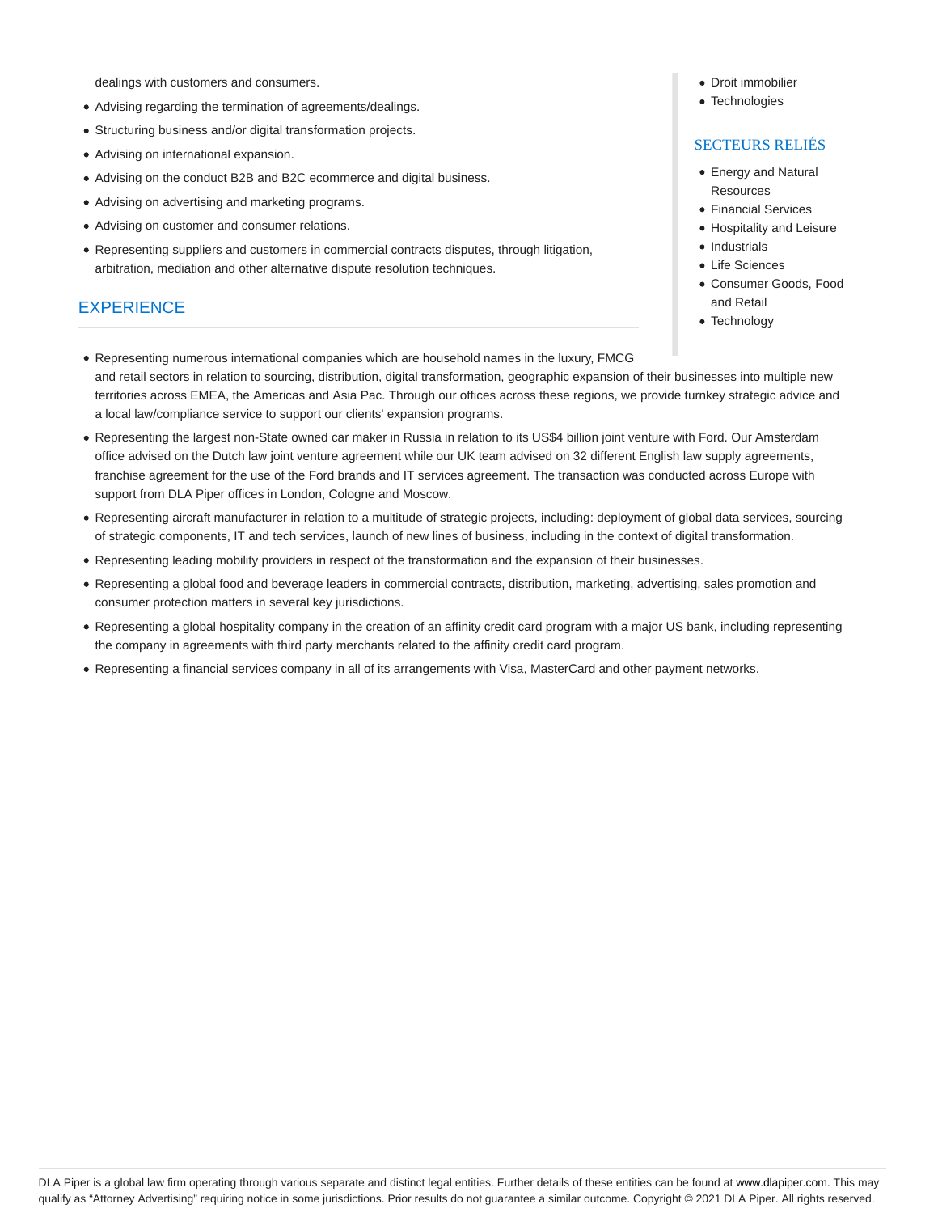dealings with customers and consumers.

- Advising regarding the termination of agreements/dealings.
- Structuring business and/or digital transformation projects.
- Advising on international expansion.
- Advising on the conduct B2B and B2C ecommerce and digital business.
- Advising on advertising and marketing programs.
- Advising on customer and consumer relations.
- Representing suppliers and customers in commercial contracts disputes, through litigation, arbitration, mediation and other alternative dispute resolution techniques.

## EXPERIENCE

- Representing numerous international companies which are household names in the luxury, FMCG and retail sectors in relation to sourcing, distribution, digital transformation, geographic expansion of their businesses into multiple new territories across EMEA, the Americas and Asia Pac. Through our offices across these regions, we provide turnkey strategic advice and a local law/compliance service to support our clients' expansion programs.
- Representing the largest non-State owned car maker in Russia in relation to its US$4 billion joint venture with Ford. Our Amsterdam office advised on the Dutch law joint venture agreement while our UK team advised on 32 different English law supply agreements, franchise agreement for the use of the Ford brands and IT services agreement. The transaction was conducted across Europe with support from DLA Piper offices in London, Cologne and Moscow.
- Representing aircraft manufacturer in relation to a multitude of strategic projects, including: deployment of global data services, sourcing of strategic components, IT and tech services, launch of new lines of business, including in the context of digital transformation.
- Representing leading mobility providers in respect of the transformation and the expansion of their businesses.
- Representing a global food and beverage leaders in commercial contracts, distribution, marketing, advertising, sales promotion and consumer protection matters in several key jurisdictions.
- Representing a global hospitality company in the creation of an affinity credit card program with a major US bank, including representing the company in agreements with third party merchants related to the affinity credit card program.
- Representing a financial services company in all of its arrangements with Visa, MasterCard and other payment networks.

- Droit immobilier
- Technologies

## SECTEURS RELIÉS

- Energy and Natural Resources
- Financial Services
- Hospitality and Leisure
- Industrials
- Life Sciences
- Consumer Goods, Food and Retail
- Technology

DLA Piper is a global law firm operating through various separate and distinct legal entities. Further details of these entities can be found at www.dlapiper.com. This may qualify as “Attorney Advertising” requiring notice in some jurisdictions. Prior results do not guarantee a similar outcome. Copyright © 2021 DLA Piper. All rights reserved.